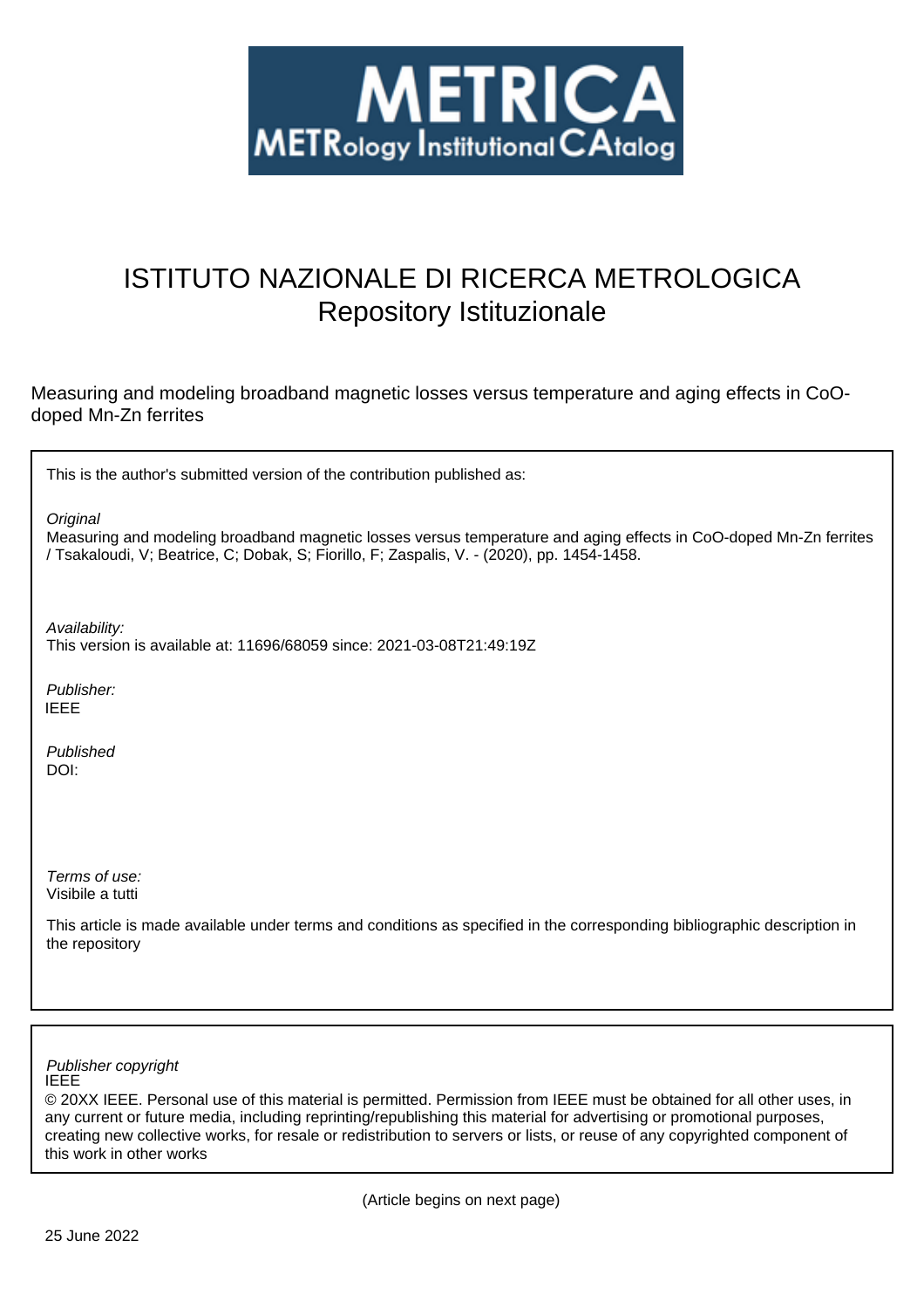METRICA
METRology Institutional CAtalog

# ISTITUTO NAZIONALE DI RICERCA METROLOGICA
Repository Istituzionale

Measuring and modeling broadband magnetic losses versus temperature and aging effects in CoO-doped Mn-Zn ferrites

This is the author's submitted version of the contribution published as:

*Original*
Measuring and modeling broadband magnetic losses versus temperature and aging effects in CoO-doped Mn-Zn ferrites / Tsakaloudi, V; Beatrice, C; Dobak, S; Fiorillo, F; Zaspalis, V. - (2020), pp. 1454-1458.

*Availability:*
This version is available at: 11696/68059 since: 2021-03-08T21:49:19Z

*Publisher:*
IEEE

*Published*
DOI:

*Terms of use:*
Visibile a tutti

This article is made available under terms and conditions as specified in the corresponding bibliographic description in the repository

*Publisher copyright*
IEEE
© 20XX IEEE. Personal use of this material is permitted. Permission from IEEE must be obtained for all other uses, in any current or future media, including reprinting/republishing this material for advertising or promotional purposes, creating new collective works, for resale or redistribution to servers or lists, or reuse of any copyrighted component of this work in other works

(Article begins on next page)

25 June 2022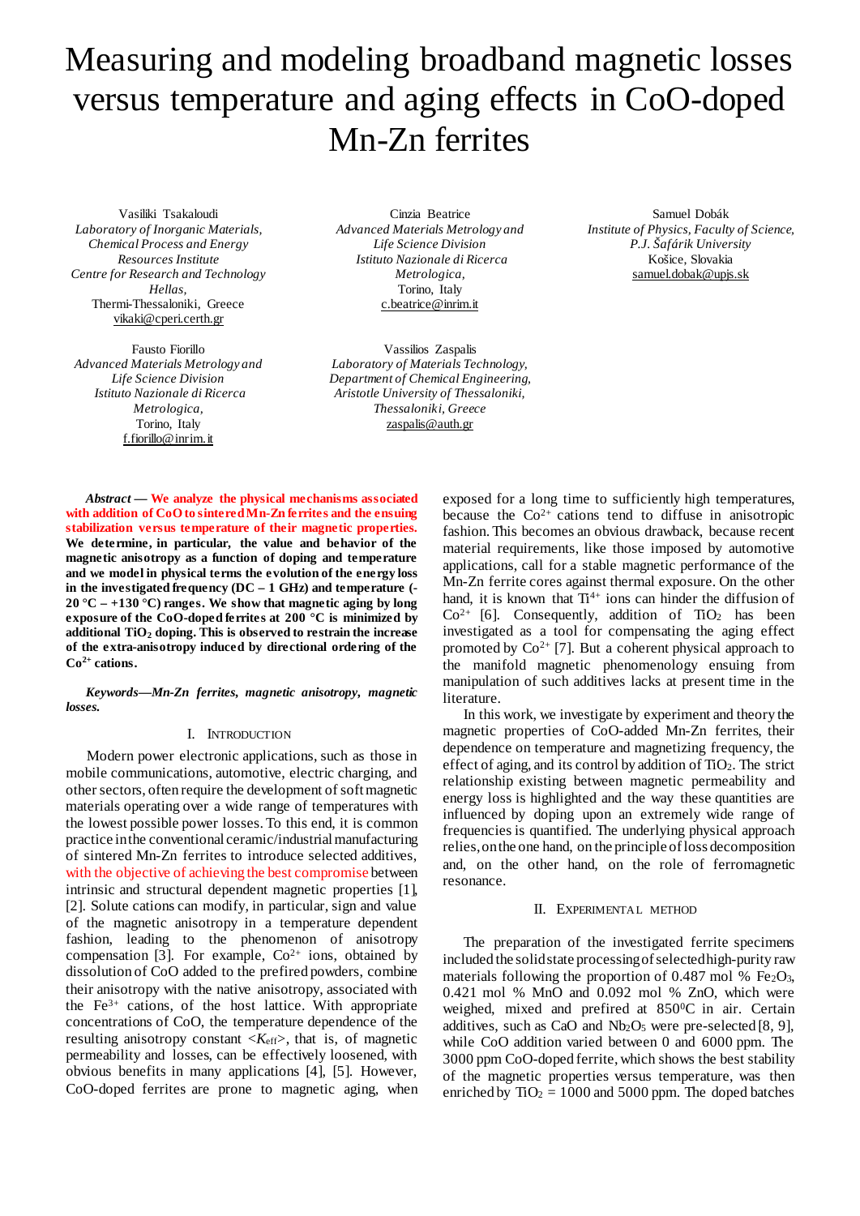# Measuring and modeling broadband magnetic losses versus temperature and aging effects in CoO-doped Mn-Zn ferrites

Vasiliki Tsakaloudi
*Laboratory of Inorganic Materials, Chemical Process and Energy Resources Institute Centre for Research and Technology Hellas,*
Thermi-Thessaloniki, Greece
vikaki@cperi.certh.gr

Cinzia Beatrice
*Advanced Materials Metrology and Life Science Division Istituto Nazionale di Ricerca Metrologica,*
Torino, Italy
c.beatrice@inrim.it

Samuel Dobák
*Institute of Physics, Faculty of Science, P.J. Šafárik University*
Košice, Slovakia
samuel.dobak@upjs.sk

Fausto Fiorillo
*Advanced Materials Metrology and Life Science Division Istituto Nazionale di Ricerca Metrologica,*
Torino, Italy
f.fiorillo@inrim.it

Vassilios Zaspalis
*Laboratory of Materials Technology, Department of Chemical Engineering, Aristotle University of Thessaloniki, Thessaloniki, Greece*
zaspalis@auth.gr

***Abstract* — We analyze the physical mechanisms associated with addition of CoO to sintered Mn-Zn ferrites and the ensuing stabilization versus temperature of their magnetic properties. We determine, in particular, the value and behavior of the magnetic anisotropy as a function of doping and temperature and we model in physical terms the evolution of the energy loss in the investigated frequency (DC – 1 GHz) and temperature (-20 °C – +130 °C) ranges. We show that magnetic aging by long exposure of the CoO-doped ferrites at 200 °C is minimized by additional $TiO_2$ doping. This is observed to restrain the increase of the extra-anisotropy induced by directional ordering of the $Co^{2+}$ cations.**

***Keywords—Mn-Zn ferrites, magnetic anisotropy, magnetic losses.***

## I. Introduction

Modern power electronic applications, such as those in mobile communications, automotive, electric charging, and other sectors, often require the development of soft magnetic materials operating over a wide range of temperatures with the lowest possible power losses. To this end, it is common practice in the conventional ceramic/industrial manufacturing of sintered Mn-Zn ferrites to introduce selected additives, with the objective of achieving the best compromise between intrinsic and structural dependent magnetic properties [1], [2]. Solute cations can modify, in particular, sign and value of the magnetic anisotropy in a temperature dependent fashion, leading to the phenomenon of anisotropy compensation [3]. For example, $Co^{2+}$ ions, obtained by dissolution of CoO added to the prefired powders, combine their anisotropy with the native anisotropy, associated with the $Fe^{3+}$ cations, of the host lattice. With appropriate concentrations of CoO, the temperature dependence of the resulting anisotropy constant $<K_{eff}>$, that is, of magnetic permeability and losses, can be effectively loosened, with obvious benefits in many applications [4], [5]. However, CoO-doped ferrites are prone to magnetic aging, when exposed for a long time to sufficiently high temperatures, because the $Co^{2+}$ cations tend to diffuse in anisotropic fashion. This becomes an obvious drawback, because recent material requirements, like those imposed by automotive applications, call for a stable magnetic performance of the Mn-Zn ferrite cores against thermal exposure. On the other hand, it is known that $Ti^{4+}$ ions can hinder the diffusion of $Co^{2+}$ [6]. Consequently, addition of $TiO_2$ has been investigated as a tool for compensating the aging effect promoted by $Co^{2+}$ [7]. But a coherent physical approach to the manifold magnetic phenomenology ensuing from manipulation of such additives lacks at present time in the literature.

In this work, we investigate by experiment and theory the magnetic properties of CoO-added Mn-Zn ferrites, their dependence on temperature and magnetizing frequency, the effect of aging, and its control by addition of $TiO_2$. The strict relationship existing between magnetic permeability and energy loss is highlighted and the way these quantities are influenced by doping upon an extremely wide range of frequencies is quantified. The underlying physical approach relies, on the one hand, on the principle of loss decomposition and, on the other hand, on the role of ferromagnetic resonance.

## II. Experimental method

The preparation of the investigated ferrite specimens included the solid state processing of selected high-purity raw materials following the proportion of 0.487 mol % $Fe_2O_3$, 0.421 mol % MnO and 0.092 mol % ZnO, which were weighed, mixed and prefired at 850°C in air. Certain additives, such as CaO and $Nb_2O_5$ were pre-selected [8, 9], while CoO addition varied between 0 and 6000 ppm. The 3000 ppm CoO-doped ferrite, which shows the best stability of the magnetic properties versus temperature, was then enriched by $TiO_2$ = 1000 and 5000 ppm. The doped batches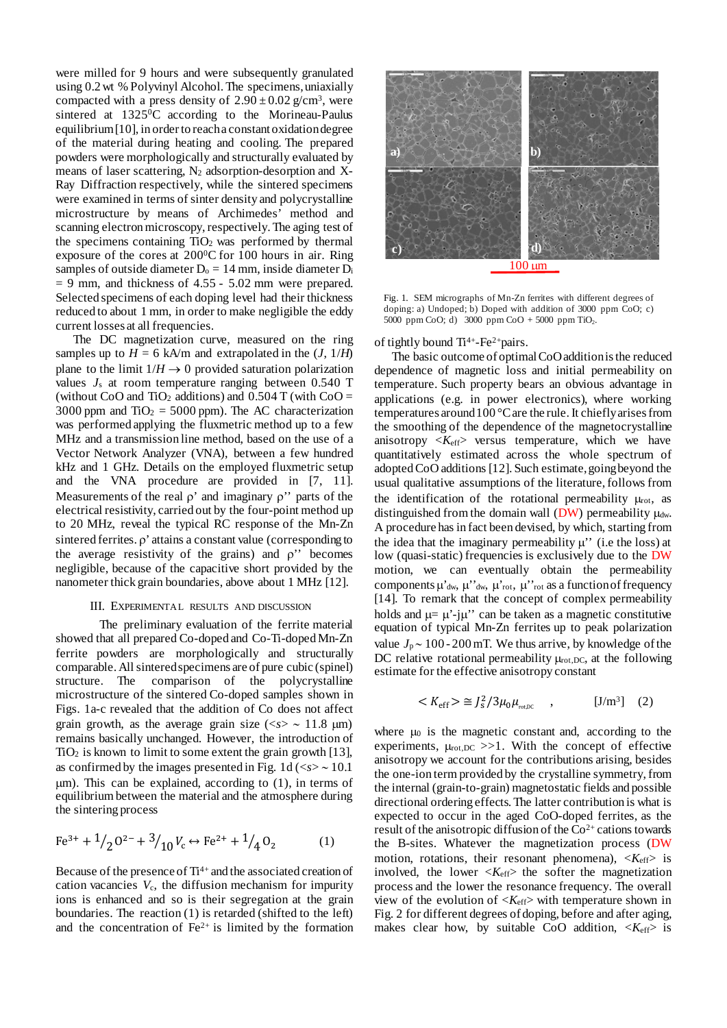were milled for 9 hours and were subsequently granulated using 0.2 wt % Polyvinyl Alcohol. The specimens, uniaxially compacted with a press density of $2.90 \pm 0.02$ g/cm$^3$, were sintered at 1325$^0$C according to the Morineau-Paulus equilibrium [10], in order to reach a constant oxidation degree of the material during heating and cooling. The prepared powders were morphologically and structurally evaluated by means of laser scattering, $N_2$ adsorption-desorption and X-Ray Diffraction respectively, while the sintered specimens were examined in terms of sinter density and polycrystalline microstructure by means of Archimedes' method and scanning electron microscopy, respectively. The aging test of the specimens containing $TiO_2$ was performed by thermal exposure of the cores at 200$^0$C for 100 hours in air. Ring samples of outside diameter $D_o$ = 14 mm, inside diameter $D_i$ = 9 mm, and thickness of 4.55 - 5.02 mm were prepared. Selected specimens of each doping level had their thickness reduced to about 1 mm, in order to make negligible the eddy current losses at all frequencies.

The DC magnetization curve, measured on the ring samples up to $H$ = 6 kA/m and extrapolated in the ($J$, $1/H$) plane to the limit $1/H \to 0$ provided saturation polarization values $J_s$ at room temperature ranging between 0.540 T (without CoO and $TiO_2$ additions) and 0.504 T (with CoO = 3000 ppm and $TiO_2$ = 5000 ppm). The AC characterization was performed applying the fluxmetric method up to a few MHz and a transmission line method, based on the use of a Vector Network Analyzer (VNA), between a few hundred kHz and 1 GHz. Details on the employed fluxmetric setup and the VNA procedure are provided in [7, 11]. Measurements of the real $\rho'$ and imaginary $\rho''$ parts of the electrical resistivity, carried out by the four-point method up to 20 MHz, reveal the typical RC response of the Mn-Zn sintered ferrites. $\rho'$ attains a constant value (corresponding to the average resistivity of the grains) and $\rho''$ becomes negligible, because of the capacitive short provided by the nanometer thick grain boundaries, above about 1 MHz [12].

## III. Experimental results and discussion

The preliminary evaluation of the ferrite material showed that all prepared Co-doped and Co-Ti-doped Mn-Zn ferrite powders are morphologically and structurally comparable. All sintered specimens are of pure cubic (spinel) structure. The comparison of the polycrystalline microstructure of the sintered Co-doped samples shown in Figs. 1a-c revealed that the addition of Co does not affect grain growth, as the average grain size ($<s> \sim 11.8$ μm) remains basically unchanged. However, the introduction of $TiO_2$ is known to limit to some extent the grain growth [13], as confirmed by the images presented in Fig. 1d ($<s> \sim 10.1$ μm). This can be explained, according to (1), in terms of equilibrium between the material and the atmosphere during the sintering process

$$Fe^{3+} + {}^{1}/_{2}\,O^{2-} + {}^{3}/_{10}\,V_c \leftrightarrow Fe^{2+} + {}^{1}/_{4}\,O_2 \qquad (1)$$

Because of the presence of $Ti^{4+}$ and the associated creation of cation vacancies $V_c$, the diffusion mechanism for impurity ions is enhanced and so is their segregation at the grain boundaries. The reaction (1) is retarded (shifted to the left) and the concentration of $Fe^{2+}$ is limited by the formation of tightly bound $Ti^{4+}$-$Fe^{2+}$ pairs.

Fig. 1. SEM micrographs of Mn-Zn ferrites with different degrees of doping: a) Undoped; b) Doped with addition of 3000 ppm CoO; c) 5000 ppm CoO; d) 3000 ppm CoO + 5000 ppm $TiO_2$.

The basic outcome of optimal CoO addition is the reduced dependence of magnetic loss and initial permeability on temperature. Such property bears an obvious advantage in applications (e.g. in power electronics), where working temperatures around 100 °C are the rule. It chiefly arises from the smoothing of the dependence of the magnetocrystalline anisotropy $<K_{eff}>$ versus temperature, which we have quantitatively estimated across the whole spectrum of adopted CoO additions [12]. Such estimate, going beyond the usual qualitative assumptions of the literature, follows from the identification of the rotational permeability $\mu_{rot}$, as distinguished from the domain wall (DW) permeability $\mu_{dw}$. A procedure has in fact been devised, by which, starting from the idea that the imaginary permeability $\mu''$ (i.e the loss) at low (quasi-static) frequencies is exclusively due to the DW motion, we can eventually obtain the permeability components $\mu'_{dw}$, $\mu''_{dw}$, $\mu'_{rot}$, $\mu''_{rot}$ as a function of frequency [14]. To remark that the concept of complex permeability holds and $\mu = \mu' - j\mu''$ can be taken as a magnetic constitutive equation of typical Mn-Zn ferrites up to peak polarization value $J_p \sim$ 100 - 200 mT. We thus arrive, by knowledge of the DC relative rotational permeability $\mu_{rot,DC}$, at the following estimate for the effective anisotropy constant

$$< K_{eff} > \cong J_s^2 / 3\mu_0\mu_{rot,DC} \quad , \qquad [J/m^3] \quad (2)$$

where $\mu_0$ is the magnetic constant and, according to the experiments, $\mu_{rot,DC} >> 1$. With the concept of effective anisotropy we account for the contributions arising, besides the one-ion term provided by the crystalline symmetry, from the internal (grain-to-grain) magnetostatic fields and possible directional ordering effects. The latter contribution is what is expected to occur in the aged CoO-doped ferrites, as the result of the anisotropic diffusion of the $Co^{2+}$ cations towards the B-sites. Whatever the magnetization process (DW motion, rotations, their resonant phenomena), $<K_{eff}>$ is involved, the lower $<K_{eff}>$ the softer the magnetization process and the lower the resonance frequency. The overall view of the evolution of $<K_{eff}>$ with temperature shown in Fig. 2 for different degrees of doping, before and after aging, makes clear how, by suitable CoO addition, $<K_{eff}>$ is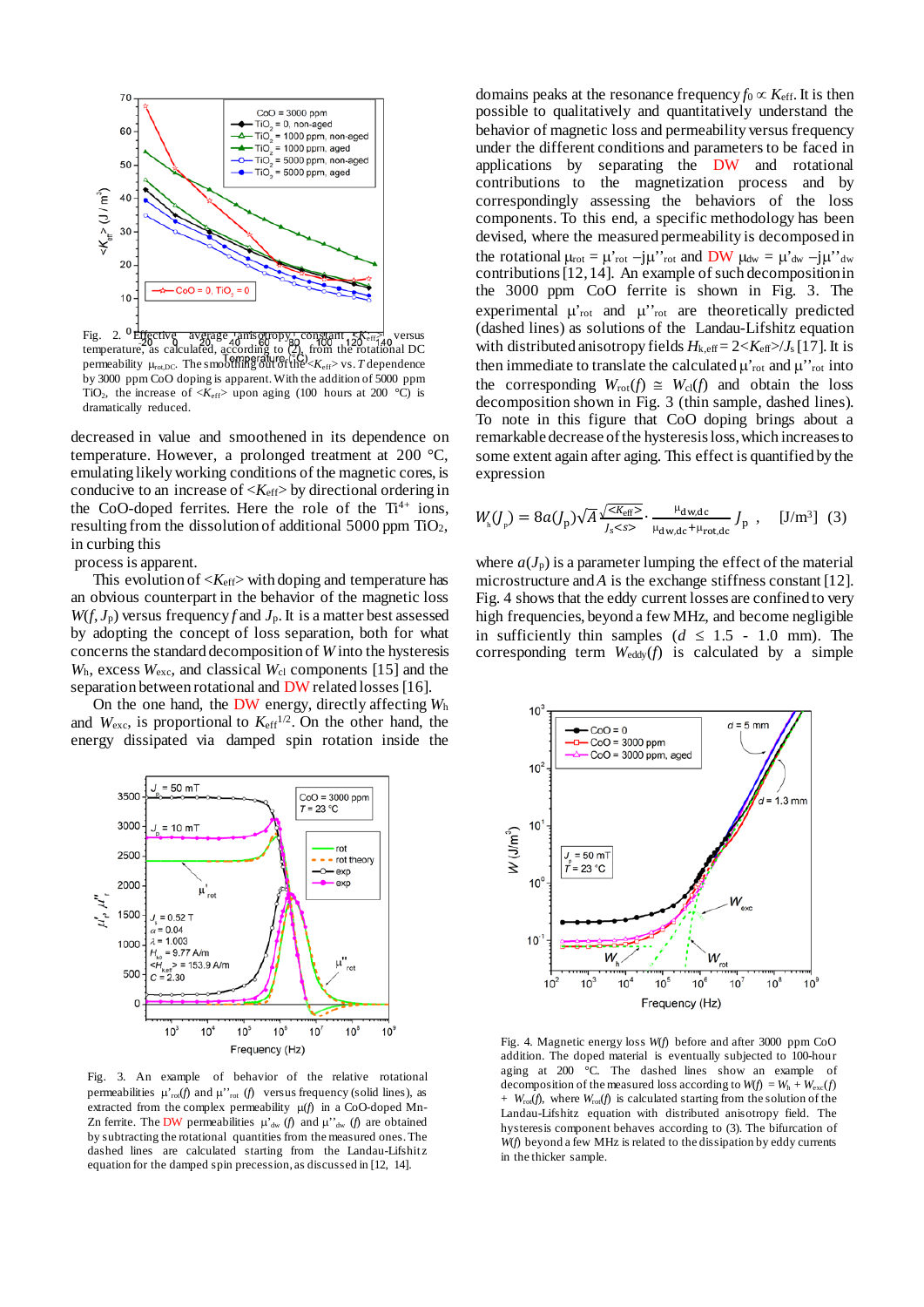Fig. 2. Effective average anisotropy constant $<K_{eff}>$ versus temperature, as calculated, according to (2), from the rotational DC permeability $\mu_{rot,DC}$. The smoothing out of the $<K_{eff}>$ vs. $T$ dependence by 3000 ppm CoO doping is apparent. With the addition of 5000 ppm $TiO_2$, the increase of $<K_{eff}>$ upon aging (100 hours at 200 °C) is dramatically reduced.

decreased in value and smoothened in its dependence on temperature. However, a prolonged treatment at 200 °C, emulating likely working conditions of the magnetic cores, is conducive to an increase of $<K_{eff}>$ by directional ordering in the CoO-doped ferrites. Here the role of the $Ti^{4+}$ ions, resulting from the dissolution of additional 5000 ppm $TiO_2$, in curbing this process is apparent.

This evolution of $<K_{eff}>$ with doping and temperature has an obvious counterpart in the behavior of the magnetic loss $W(f, J_p)$ versus frequency $f$ and $J_p$. It is a matter best assessed by adopting the concept of loss separation, both for what concerns the standard decomposition of $W$ into the hysteresis $W_h$, excess $W_{exc}$, and classical $W_{cl}$ components [15] and the separation between rotational and DW related losses [16].

On the one hand, the DW energy, directly affecting $W_h$ and $W_{exc}$, is proportional to $K_{eff}^{1/2}$. On the other hand, the energy dissipated via damped spin rotation inside the domains peaks at the resonance frequency $f_0 \propto K_{eff}$. It is then possible to qualitatively and quantitatively understand the behavior of magnetic loss and permeability versus frequency under the different conditions and parameters to be faced in applications by separating the DW and rotational contributions to the magnetization process and by correspondingly assessing the behaviors of the loss components. To this end, a specific methodology has been devised, where the measured permeability is decomposed in the rotational $\mu_{rot} = \mu'_{rot} - j\mu''_{rot}$ and DW $\mu_{dw} = \mu'_{dw} - j\mu''_{dw}$ contributions [12, 14]. An example of such decomposition in the 3000 ppm CoO ferrite is shown in Fig. 3. The experimental $\mu'_{rot}$ and $\mu''_{rot}$ are theoretically predicted (dashed lines) as solutions of the Landau-Lifshitz equation with distributed anisotropy fields $H_{k,eff} = 2<K_{eff}>/J_s$ [17]. It is then immediate to translate the calculated $\mu'_{rot}$ and $\mu''_{rot}$ into the corresponding $W_{rot}(f) \cong W_{cl}(f)$ and obtain the loss decomposition shown in Fig. 3 (thin sample, dashed lines). To note in this figure that CoO doping brings about a remarkable decrease of the hysteresis loss, which increases to some extent again after aging. This effect is quantified by the expression

$$W_h(J_p) = 8a(J_p)\sqrt{A}\,\frac{\sqrt{<K_{eff}>}}{J_s<s>}\cdot\frac{\mu_{dw,dc}}{\mu_{dw,dc}+\mu_{rot,dc}}\,J_p\,, \quad [\text{J/m}^3] \quad (3)$$

where $a(J_p)$ is a parameter lumping the effect of the material microstructure and $A$ is the exchange stiffness constant [12]. Fig. 4 shows that the eddy current losses are confined to very high frequencies, beyond a few MHz, and become negligible in sufficiently thin samples ($d \leq 1.5 - 1.0$ mm). The corresponding term $W_{eddy}(f)$ is calculated by a simple

Fig. 3. An example of behavior of the relative rotational permeabilities $\mu'_{rot}(f)$ and $\mu''_{rot}(f)$ versus frequency (solid lines), as extracted from the complex permeability $\mu(f)$ in a CoO-doped Mn-Zn ferrite. The DW permeabilities $\mu'_{dw}(f)$ and $\mu''_{dw}(f)$ are obtained by subtracting the rotational quantities from the measured ones. The dashed lines are calculated starting from the Landau-Lifshitz equation for the damped spin precession, as discussed in [12, 14].

Fig. 4. Magnetic energy loss $W(f)$ before and after 3000 ppm CoO addition. The doped material is eventually subjected to 100-hour aging at 200 °C. The dashed lines show an example of decomposition of the measured loss according to $W(f) = W_h + W_{exc}(f) + W_{rot}(f)$, where $W_{rot}(f)$ is calculated starting from the solution of the Landau-Lifshitz equation with distributed anisotropy field. The hysteresis component behaves according to (3). The bifurcation of $W(f)$ beyond a few MHz is related to the dissipation by eddy currents in the thicker sample.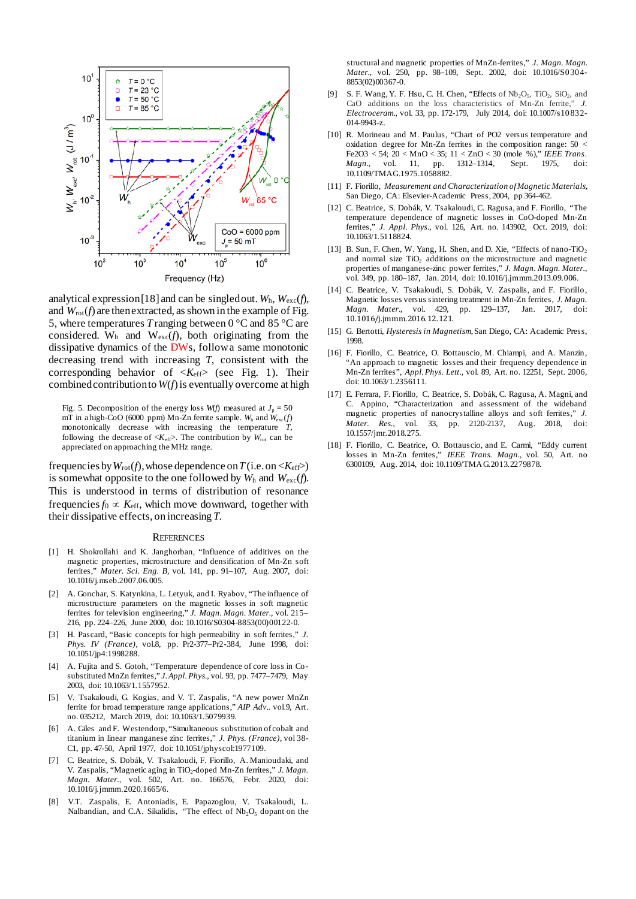10^1
10^0
10^-1
10^-2
10^-3
$W_h$, $W_{exc}$, $W_{rot}$ (J / m^3)
10^2 10^3 10^4 10^5 10^6
Frequency (Hz)
T = 0 °C
T = 23 °C
T = 50 °C
T = 85 °C
$W_h$
$W_{exc}$
$W_{rot}$ 0 °C
$W_{rot}$ 85 °C
CoO = 6000 ppm
$J_p$ = 50 mT

Fig. 5. Decomposition of the energy loss $W(f)$ measured at $J_p = 50$ mT in a high-CoO (6000 ppm) Mn-Zn ferrite sample. $W_h$ and $W_{exc}(f)$ monotonically decrease with increasing the temperature $T$, following the decrease of $<K_{eff}>$. The contribution by $W_{rot}$ can be appreciated on approaching the MHz range.

analytical expression [18] and can be singled out. $W_h$, $W_{exc}(f)$, and $W_{rot}(f)$ are then extracted, as shown in the example of Fig. 5, where temperatures $T$ ranging between 0 °C and 85 °C are considered. $W_h$ and $W_{exc}(f)$, both originating from the dissipative dynamics of the DWs, follow a same monotonic decreasing trend with increasing $T$, consistent with the corresponding behavior of $<K_{eff}>$ (see Fig. 1). Their combined contribution to $W(f)$ is eventually overcome at high frequencies by $W_{rot}(f)$, whose dependence on $T$ (i.e. on $<K_{eff}>$) is somewhat opposite to the one followed by $W_h$ and $W_{exc}(f)$. This is understood in terms of distribution of resonance frequencies $f_0 \propto K_{eff}$, which move downward, together with their dissipative effects, on increasing $T$.

## References

[1] H. Shokrollahi and K. Janghorban, "Influence of additives on the magnetic properties, microstructure and densification of Mn-Zn soft ferrites," *Mater. Sci. Eng. B*, vol. 141, pp. 91–107, Aug. 2007, doi: 10.1016/j.mseb.2007.06.005.

[2] A. Gonchar, S. Katynkina, L. Letyuk, and I. Ryabov, "The influence of microstructure parameters on the magnetic losses in soft magnetic ferrites for television engineering," *J. Magn. Magn. Mater.*, vol. 215–216, pp. 224–226, June 2000, doi: 10.1016/S0304-8853(00)00122-0.

[3] H. Pascard, "Basic concepts for high permeability in soft ferrites," *J. Phys. IV (France)*, vol.8, pp. Pr2-377–Pr2-384, June 1998, doi: 10.1051/jp4:1998288.

[4] A. Fujita and S. Gotoh, "Temperature dependence of core loss in Co-substituted MnZn ferrites," *J. Appl. Phys.*, vol. 93, pp. 7477–7479, May 2003, doi: 10.1063/1.1557952.

[5] V. Tsakaloudi, G. Kogias, and V. T. Zaspalis, "A new power MnZn ferrite for broad temperature range applications," *AIP Adv.*. vol.9, Art. no. 035212, March 2019, doi: 10.1063/1.5079939.

[6] A. Giles and F. Westendorp, "Simultaneous substitution of cobalt and titanium in linear manganese zinc ferrites," *J. Phys. (France)*, vol 38-C1, pp. 47-50, April 1977, doi: 10.1051/jphyscol:1977109.

[7] C. Beatrice, S. Dobák, V. Tsakaloudi, F. Fiorillo, A. Manioudaki, and V. Zaspalis, "Magnetic aging in $TiO_2$-doped Mn-Zn ferrites," *J. Magn. Magn. Mater.*, vol. 502, Art. no. 166576, Febr. 2020, doi: 10.1016/j.jmmm.2020.1665/6.

[8] V.T. Zaspalis, E. Antoniadis, E. Papazoglou, V. Tsakaloudi, L. Nalbandian, and C.A. Sikalidis, "The effect of $Nb_2O_5$ dopant on the structural and magnetic properties of MnZn-ferrites," *J. Magn. Magn. Mater.*, vol. 250, pp. 98–109, Sept. 2002, doi: 10.1016/S0304-8853(02)00367-0.

[9] S. F. Wang, Y. F. Hsu, C. H. Chen, "Effects of $Nb_2O_5$, $TiO_2$, $SiO_2$, and CaO additions on the loss characteristics of Mn-Zn ferrite," *J. Electroceram.*, vol. 33, pp. 172-179, July 2014, doi: 10.1007/s10832-014-9943-z.

[10] R. Morineau and M. Paulus, "Chart of PO2 versus temperature and oxidation degree for Mn-Zn ferrites in the composition range: 50 < Fe2O3 < 54; 20 < MnO < 35; 11 < ZnO < 30 (mole %)," *IEEE Trans. Magn.*, vol. 11, pp. 1312–1314, Sept. 1975, doi: 10.1109/TMAG.1975.1058882.

[11] F. Fiorillo, *Measurement and Characterization of Magnetic Materials*, San Diego, CA: Elsevier-Academic Press, 2004, pp 364-462.

[12] C. Beatrice, S. Dobák, V. Tsakaloudi, C. Ragusa, and F. Fiorillo, "The temperature dependence of magnetic losses in CoO-doped Mn-Zn ferrites," *J. Appl. Phys.*, vol. 126, Art. no. 143902, Oct. 2019, doi: 10.1063/1.5118824.

[13] B. Sun, F. Chen, W. Yang, H. Shen, and D. Xie, "Effects of nano-$TiO_2$ and normal size $TiO_2$ additions on the microstructure and magnetic properties of manganese-zinc power ferrites," *J. Magn. Magn. Mater.*, vol. 349, pp. 180–187, Jan. 2014, doi: 10.1016/j.jmmm.2013.09.006.

[14] C. Beatrice, V. Tsakaloudi, S. Dobák, V. Zaspalis, and F. Fiorillo, Magnetic losses versus sintering treatment in Mn-Zn ferrites, *J. Magn. Magn. Mater.*, vol. 429, pp. 129–137, Jan. 2017, doi: 10.1016/j.jmmm.2016.12.121.

[15] G. Bertotti, *Hysteresis in Magnetism*, San Diego, CA: Academic Press, 1998.

[16] F. Fiorillo, C. Beatrice, O. Bottauscio, M. Chiampi, and A. Manzin, "An approach to magnetic losses and their frequency dependence in Mn-Zn ferrites", *Appl. Phys. Lett.*, vol. 89, Art. no. 12251, Sept. 2006, doi: 10.1063/1.2356111.

[17] E. Ferrara, F. Fiorillo, C. Beatrice, S. Dobák, C. Ragusa, A. Magni, and C. Appino, "Characterization and assessment of the wideband magnetic properties of nanocrystalline alloys and soft ferrites," *J. Mater. Res.*, vol. 33, pp. 2120-2137, Aug. 2018, doi: 10.1557/jmr.2018.275.

[18] F. Fiorillo, C. Beatrice, O. Bottauscio, and E. Carmi, "Eddy current losses in Mn-Zn ferrites," *IEEE Trans. Magn.*, vol. 50, Art. no 6300109, Aug. 2014, doi: 10.1109/TMAG.2013.2279878.